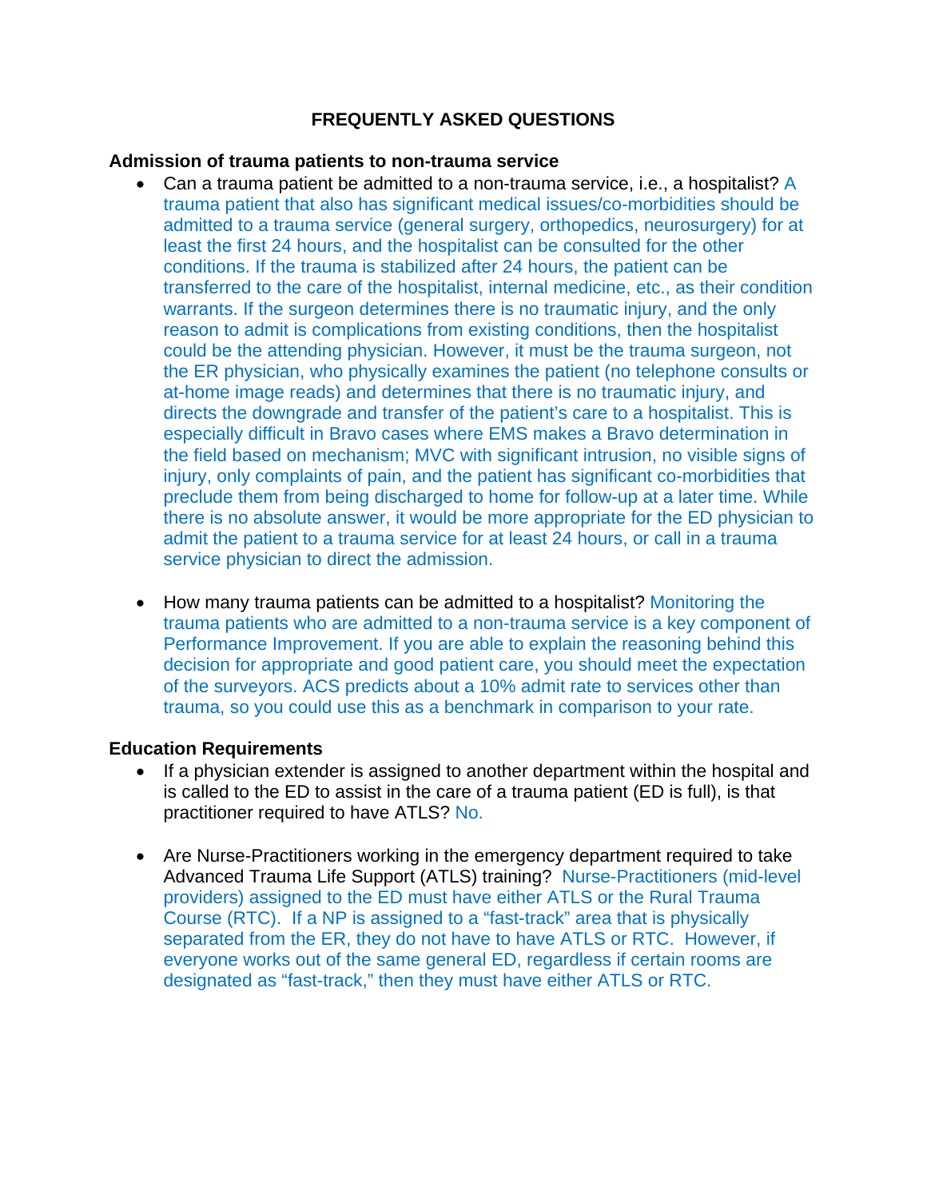# FREQUENTLY ASKED QUESTIONS

## Admission of trauma patients to non-trauma service

- Can a trauma patient be admitted to a non-trauma service, i.e., a hospitalist? A trauma patient that also has significant medical issues/co-morbidities should be admitted to a trauma service (general surgery, orthopedics, neurosurgery) for at least the first 24 hours, and the hospitalist can be consulted for the other conditions. If the trauma is stabilized after 24 hours, the patient can be transferred to the care of the hospitalist, internal medicine, etc., as their condition warrants. If the surgeon determines there is no traumatic injury, and the only reason to admit is complications from existing conditions, then the hospitalist could be the attending physician. However, it must be the trauma surgeon, not the ER physician, who physically examines the patient (no telephone consults or at-home image reads) and determines that there is no traumatic injury, and directs the downgrade and transfer of the patient's care to a hospitalist. This is especially difficult in Bravo cases where EMS makes a Bravo determination in the field based on mechanism; MVC with significant intrusion, no visible signs of injury, only complaints of pain, and the patient has significant co-morbidities that preclude them from being discharged to home for follow-up at a later time. While there is no absolute answer, it would be more appropriate for the ED physician to admit the patient to a trauma service for at least 24 hours, or call in a trauma service physician to direct the admission.

- How many trauma patients can be admitted to a hospitalist? Monitoring the trauma patients who are admitted to a non-trauma service is a key component of Performance Improvement. If you are able to explain the reasoning behind this decision for appropriate and good patient care, you should meet the expectation of the surveyors. ACS predicts about a 10% admit rate to services other than trauma, so you could use this as a benchmark in comparison to your rate.

## Education Requirements

- If a physician extender is assigned to another department within the hospital and is called to the ED to assist in the care of a trauma patient (ED is full), is that practitioner required to have ATLS? No.

- Are Nurse-Practitioners working in the emergency department required to take Advanced Trauma Life Support (ATLS) training? Nurse-Practitioners (mid-level providers) assigned to the ED must have either ATLS or the Rural Trauma Course (RTC). If a NP is assigned to a "fast-track" area that is physically separated from the ER, they do not have to have ATLS or RTC. However, if everyone works out of the same general ED, regardless if certain rooms are designated as "fast-track," then they must have either ATLS or RTC.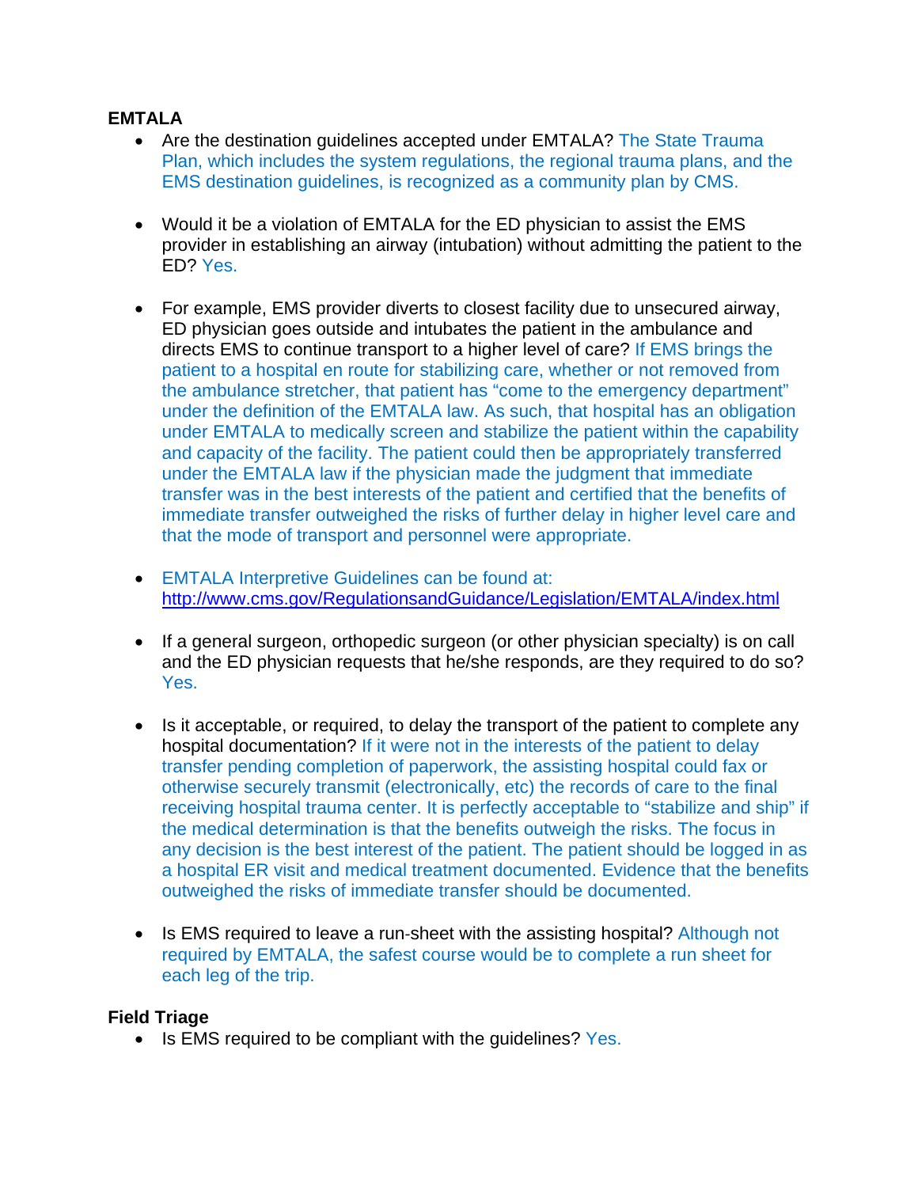**EMTALA**

- Are the destination guidelines accepted under EMTALA? The State Trauma Plan, which includes the system regulations, the regional trauma plans, and the EMS destination guidelines, is recognized as a community plan by CMS.

- Would it be a violation of EMTALA for the ED physician to assist the EMS provider in establishing an airway (intubation) without admitting the patient to the ED? Yes.

- For example, EMS provider diverts to closest facility due to unsecured airway, ED physician goes outside and intubates the patient in the ambulance and directs EMS to continue transport to a higher level of care? If EMS brings the patient to a hospital en route for stabilizing care, whether or not removed from the ambulance stretcher, that patient has "come to the emergency department" under the definition of the EMTALA law. As such, that hospital has an obligation under EMTALA to medically screen and stabilize the patient within the capability and capacity of the facility. The patient could then be appropriately transferred under the EMTALA law if the physician made the judgment that immediate transfer was in the best interests of the patient and certified that the benefits of immediate transfer outweighed the risks of further delay in higher level care and that the mode of transport and personnel were appropriate.

- EMTALA Interpretive Guidelines can be found at: http://www.cms.gov/RegulationsandGuidance/Legislation/EMTALA/index.html

- If a general surgeon, orthopedic surgeon (or other physician specialty) is on call and the ED physician requests that he/she responds, are they required to do so? Yes.

- Is it acceptable, or required, to delay the transport of the patient to complete any hospital documentation? If it were not in the interests of the patient to delay transfer pending completion of paperwork, the assisting hospital could fax or otherwise securely transmit (electronically, etc) the records of care to the final receiving hospital trauma center. It is perfectly acceptable to "stabilize and ship" if the medical determination is that the benefits outweigh the risks. The focus in any decision is the best interest of the patient. The patient should be logged in as a hospital ER visit and medical treatment documented. Evidence that the benefits outweighed the risks of immediate transfer should be documented.

- Is EMS required to leave a run-sheet with the assisting hospital? Although not required by EMTALA, the safest course would be to complete a run sheet for each leg of the trip.

**Field Triage**

- Is EMS required to be compliant with the guidelines? Yes.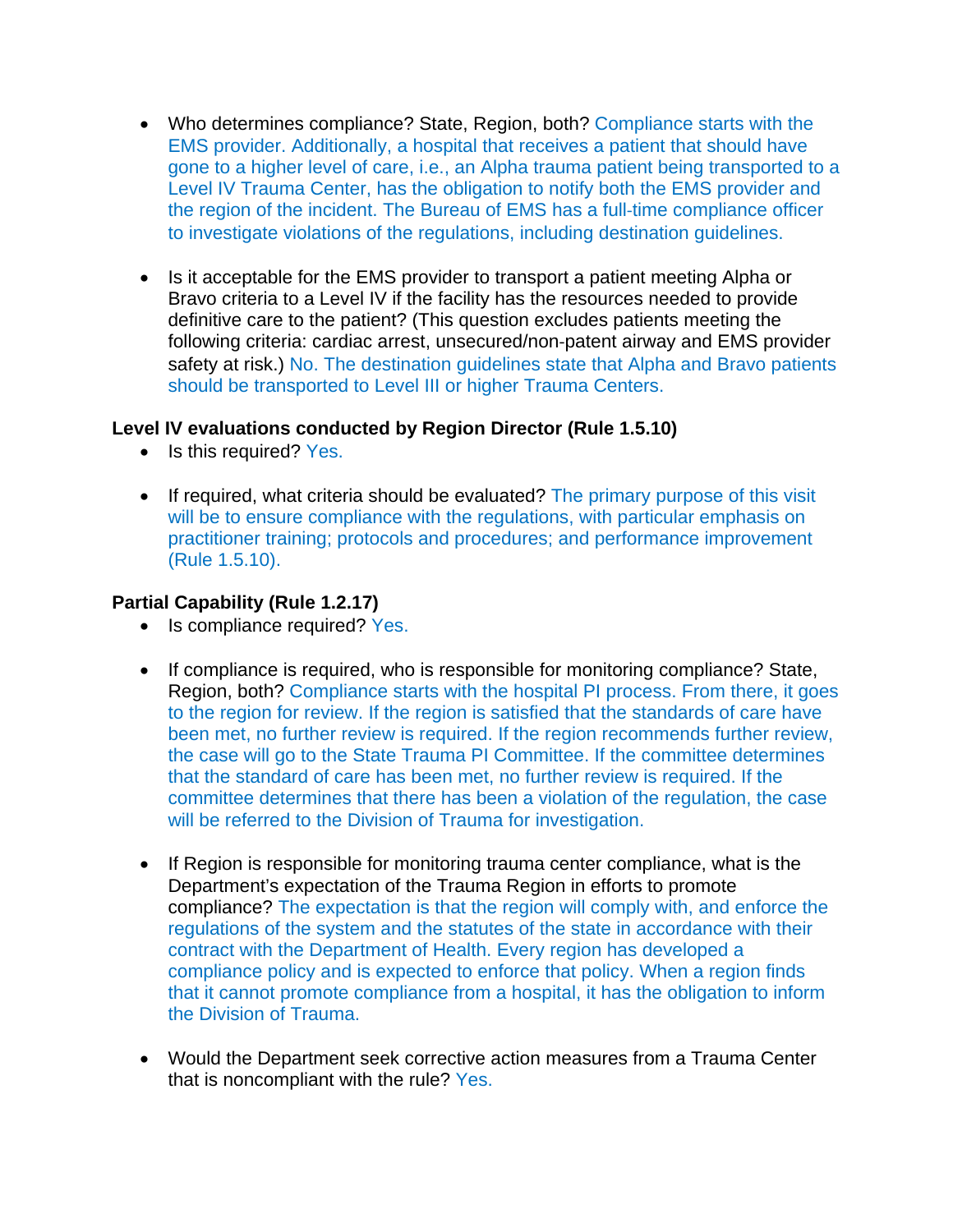- Who determines compliance? State, Region, both? Compliance starts with the EMS provider. Additionally, a hospital that receives a patient that should have gone to a higher level of care, i.e., an Alpha trauma patient being transported to a Level IV Trauma Center, has the obligation to notify both the EMS provider and the region of the incident. The Bureau of EMS has a full-time compliance officer to investigate violations of the regulations, including destination guidelines.

- Is it acceptable for the EMS provider to transport a patient meeting Alpha or Bravo criteria to a Level IV if the facility has the resources needed to provide definitive care to the patient? (This question excludes patients meeting the following criteria: cardiac arrest, unsecured/non-patent airway and EMS provider safety at risk.) No. The destination guidelines state that Alpha and Bravo patients should be transported to Level III or higher Trauma Centers.

**Level IV evaluations conducted by Region Director (Rule 1.5.10)**

- Is this required? Yes.

- If required, what criteria should be evaluated? The primary purpose of this visit will be to ensure compliance with the regulations, with particular emphasis on practitioner training; protocols and procedures; and performance improvement (Rule 1.5.10).

**Partial Capability (Rule 1.2.17)**

- Is compliance required? Yes.

- If compliance is required, who is responsible for monitoring compliance? State, Region, both? Compliance starts with the hospital PI process. From there, it goes to the region for review. If the region is satisfied that the standards of care have been met, no further review is required. If the region recommends further review, the case will go to the State Trauma PI Committee. If the committee determines that the standard of care has been met, no further review is required. If the committee determines that there has been a violation of the regulation, the case will be referred to the Division of Trauma for investigation.

- If Region is responsible for monitoring trauma center compliance, what is the Department's expectation of the Trauma Region in efforts to promote compliance? The expectation is that the region will comply with, and enforce the regulations of the system and the statutes of the state in accordance with their contract with the Department of Health. Every region has developed a compliance policy and is expected to enforce that policy. When a region finds that it cannot promote compliance from a hospital, it has the obligation to inform the Division of Trauma.

- Would the Department seek corrective action measures from a Trauma Center that is noncompliant with the rule? Yes.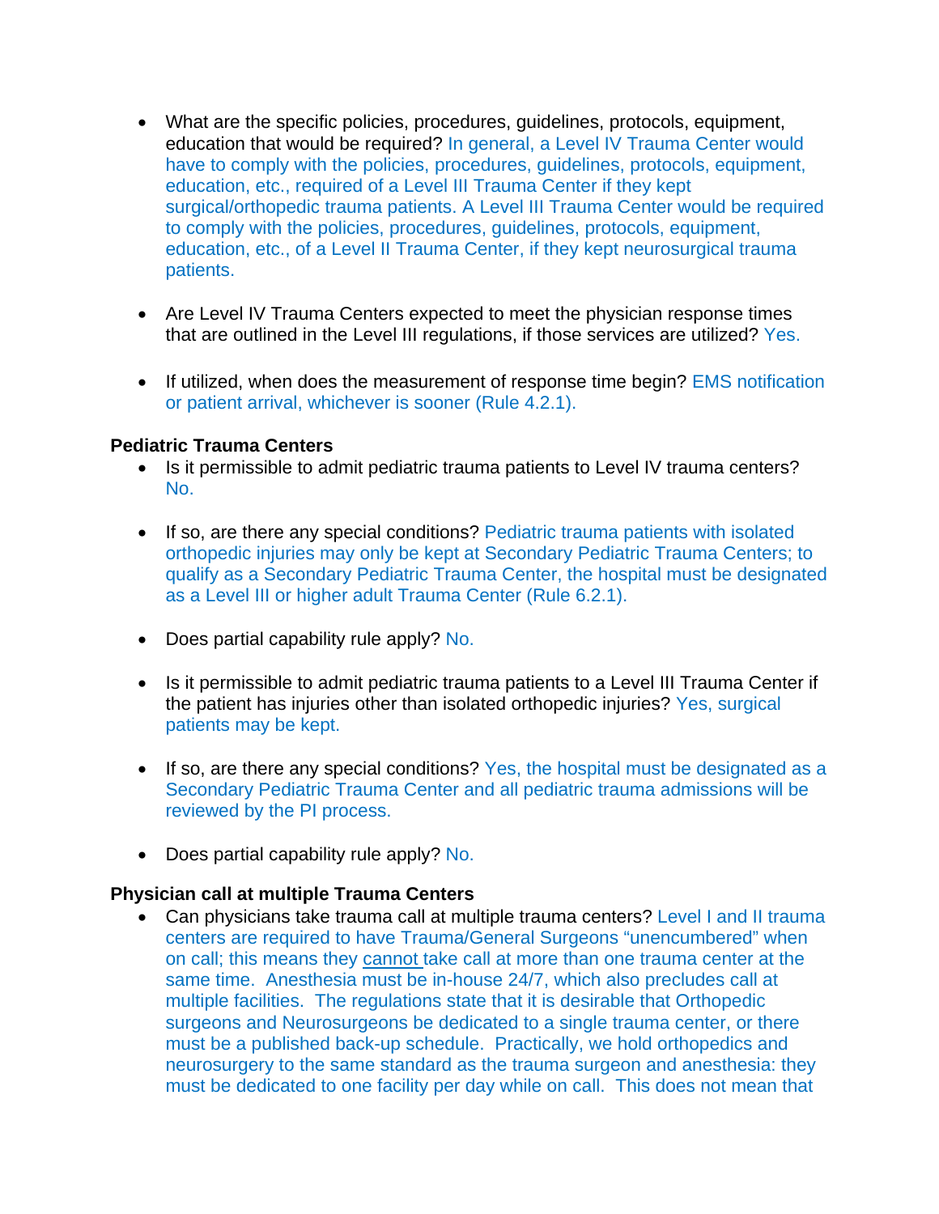- What are the specific policies, procedures, guidelines, protocols, equipment, education that would be required? In general, a Level IV Trauma Center would have to comply with the policies, procedures, guidelines, protocols, equipment, education, etc., required of a Level III Trauma Center if they kept surgical/orthopedic trauma patients. A Level III Trauma Center would be required to comply with the policies, procedures, guidelines, protocols, equipment, education, etc., of a Level II Trauma Center, if they kept neurosurgical trauma patients.

- Are Level IV Trauma Centers expected to meet the physician response times that are outlined in the Level III regulations, if those services are utilized? Yes.

- If utilized, when does the measurement of response time begin? EMS notification or patient arrival, whichever is sooner (Rule 4.2.1).

**Pediatric Trauma Centers**

- Is it permissible to admit pediatric trauma patients to Level IV trauma centers? No.

- If so, are there any special conditions? Pediatric trauma patients with isolated orthopedic injuries may only be kept at Secondary Pediatric Trauma Centers; to qualify as a Secondary Pediatric Trauma Center, the hospital must be designated as a Level III or higher adult Trauma Center (Rule 6.2.1).

- Does partial capability rule apply? No.

- Is it permissible to admit pediatric trauma patients to a Level III Trauma Center if the patient has injuries other than isolated orthopedic injuries? Yes, surgical patients may be kept.

- If so, are there any special conditions? Yes, the hospital must be designated as a Secondary Pediatric Trauma Center and all pediatric trauma admissions will be reviewed by the PI process.

- Does partial capability rule apply? No.

**Physician call at multiple Trauma Centers**

- Can physicians take trauma call at multiple trauma centers? Level I and II trauma centers are required to have Trauma/General Surgeons "unencumbered" when on call; this means they <u>cannot</u> take call at more than one trauma center at the same time. Anesthesia must be in-house 24/7, which also precludes call at multiple facilities. The regulations state that it is desirable that Orthopedic surgeons and Neurosurgeons be dedicated to a single trauma center, or there must be a published back-up schedule. Practically, we hold orthopedics and neurosurgery to the same standard as the trauma surgeon and anesthesia: they must be dedicated to one facility per day while on call. This does not mean that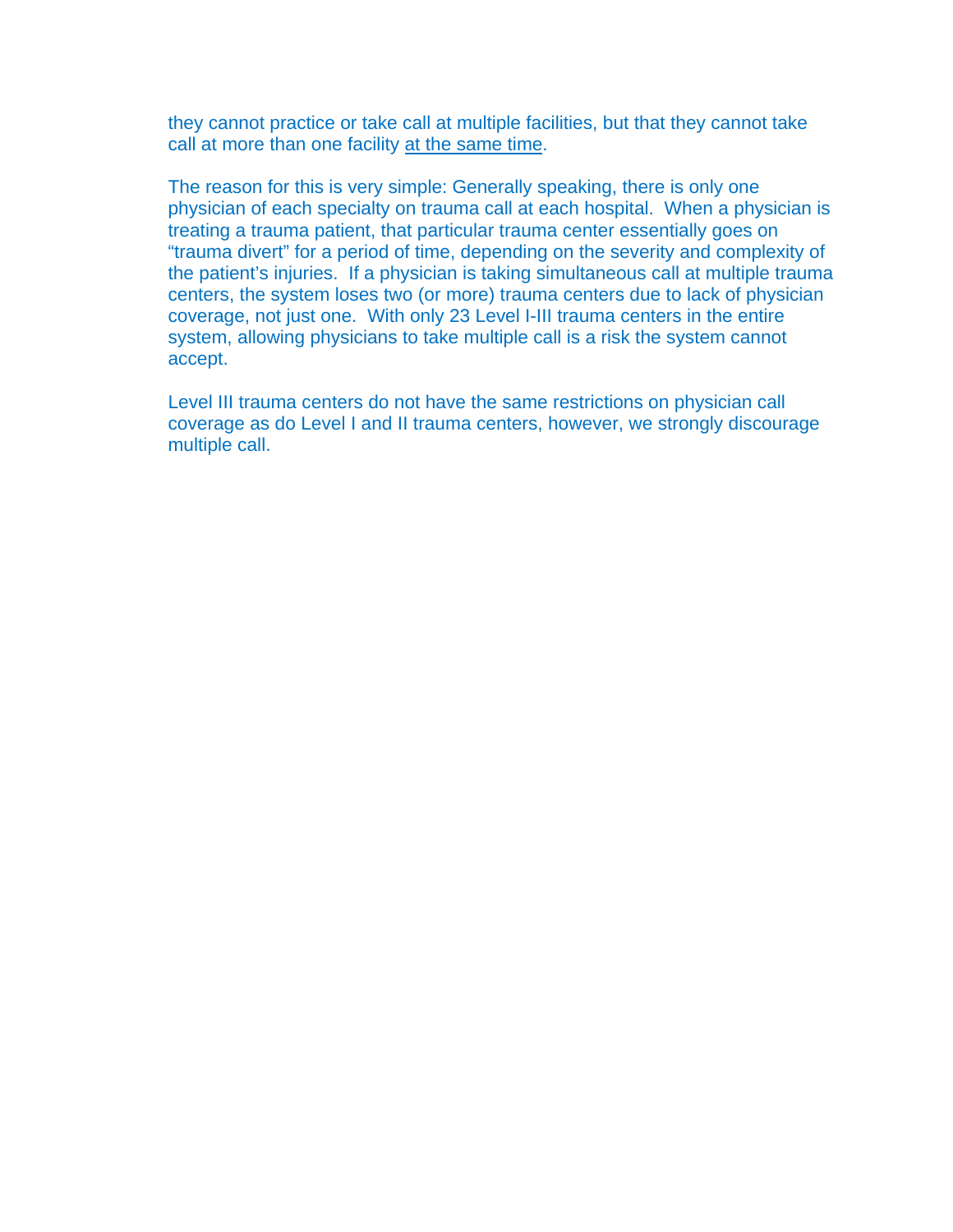they cannot practice or take call at multiple facilities, but that they cannot take call at more than one facility <u>at the same time</u>.

The reason for this is very simple: Generally speaking, there is only one physician of each specialty on trauma call at each hospital. When a physician is treating a trauma patient, that particular trauma center essentially goes on “trauma divert” for a period of time, depending on the severity and complexity of the patient’s injuries. If a physician is taking simultaneous call at multiple trauma centers, the system loses two (or more) trauma centers due to lack of physician coverage, not just one. With only 23 Level I-III trauma centers in the entire system, allowing physicians to take multiple call is a risk the system cannot accept.

Level III trauma centers do not have the same restrictions on physician call coverage as do Level I and II trauma centers, however, we strongly discourage multiple call.